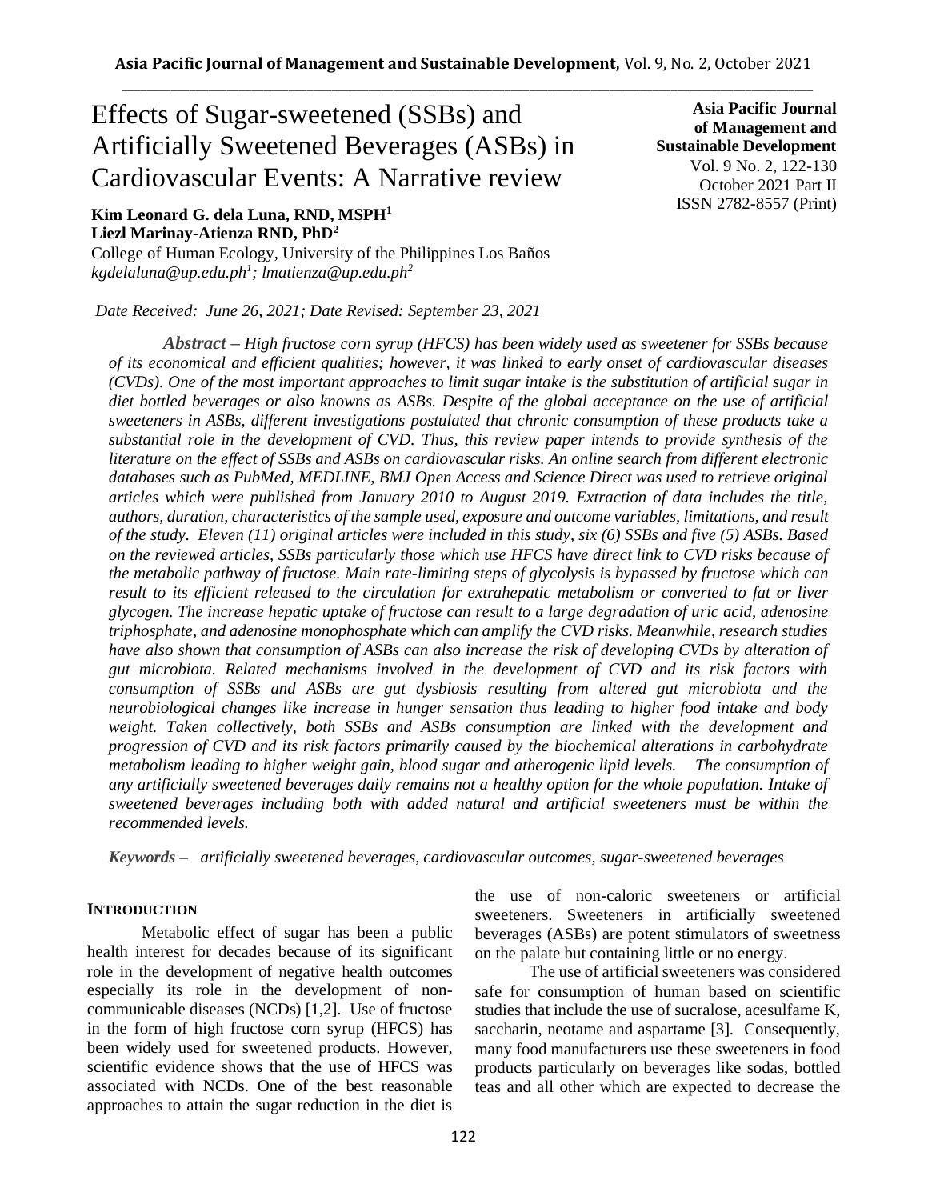# Effects of Sugar-sweetened (SSBs) and Artificially Sweetened Beverages (ASBs) in Cardiovascular Events: A Narrative review

**Asia Pacific Journal of Management and Sustainable Development**
Vol. 9 No. 2, 122-130
October 2021 Part II
ISSN 2782-8557 (Print)

**Kim Leonard G. dela Luna, RND, MSPH[1]**
**Liezl Marinay-Atienza RND, PhD[2]**
College of Human Ecology, University of the Philippines Los Baños
*kgdelaluna@up.edu.ph[1]; lmatienza@up.edu.ph[2]*

*Date Received: June 26, 2021; Date Revised: September 23, 2021*

***Abstract*** *– High fructose corn syrup (HFCS) has been widely used as sweetener for SSBs because of its economical and efficient qualities; however, it was linked to early onset of cardiovascular diseases (CVDs). One of the most important approaches to limit sugar intake is the substitution of artificial sugar in diet bottled beverages or also knowns as ASBs. Despite of the global acceptance on the use of artificial sweeteners in ASBs, different investigations postulated that chronic consumption of these products take a substantial role in the development of CVD. Thus, this review paper intends to provide synthesis of the literature on the effect of SSBs and ASBs on cardiovascular risks. An online search from different electronic databases such as PubMed, MEDLINE, BMJ Open Access and Science Direct was used to retrieve original articles which were published from January 2010 to August 2019. Extraction of data includes the title, authors, duration, characteristics of the sample used, exposure and outcome variables, limitations, and result of the study. Eleven (11) original articles were included in this study, six (6) SSBs and five (5) ASBs. Based on the reviewed articles, SSBs particularly those which use HFCS have direct link to CVD risks because of the metabolic pathway of fructose. Main rate-limiting steps of glycolysis is bypassed by fructose which can result to its efficient released to the circulation for extrahepatic metabolism or converted to fat or liver glycogen. The increase hepatic uptake of fructose can result to a large degradation of uric acid, adenosine triphosphate, and adenosine monophosphate which can amplify the CVD risks. Meanwhile, research studies have also shown that consumption of ASBs can also increase the risk of developing CVDs by alteration of gut microbiota. Related mechanisms involved in the development of CVD and its risk factors with consumption of SSBs and ASBs are gut dysbiosis resulting from altered gut microbiota and the neurobiological changes like increase in hunger sensation thus leading to higher food intake and body weight. Taken collectively, both SSBs and ASBs consumption are linked with the development and progression of CVD and its risk factors primarily caused by the biochemical alterations in carbohydrate metabolism leading to higher weight gain, blood sugar and atherogenic lipid levels. The consumption of any artificially sweetened beverages daily remains not a healthy option for the whole population. Intake of sweetened beverages including both with added natural and artificial sweeteners must be within the recommended levels.*

***Keywords*** *– artificially sweetened beverages, cardiovascular outcomes, sugar-sweetened beverages*

## INTRODUCTION

Metabolic effect of sugar has been a public health interest for decades because of its significant role in the development of negative health outcomes especially its role in the development of non-communicable diseases (NCDs) [1,2]. Use of fructose in the form of high fructose corn syrup (HFCS) has been widely used for sweetened products. However, scientific evidence shows that the use of HFCS was associated with NCDs. One of the best reasonable approaches to attain the sugar reduction in the diet is the use of non-caloric sweeteners or artificial sweeteners. Sweeteners in artificially sweetened beverages (ASBs) are potent stimulators of sweetness on the palate but containing little or no energy.

The use of artificial sweeteners was considered safe for consumption of human based on scientific studies that include the use of sucralose, acesulfame K, saccharin, neotame and aspartame [3]. Consequently, many food manufacturers use these sweeteners in food products particularly on beverages like sodas, bottled teas and all other which are expected to decrease the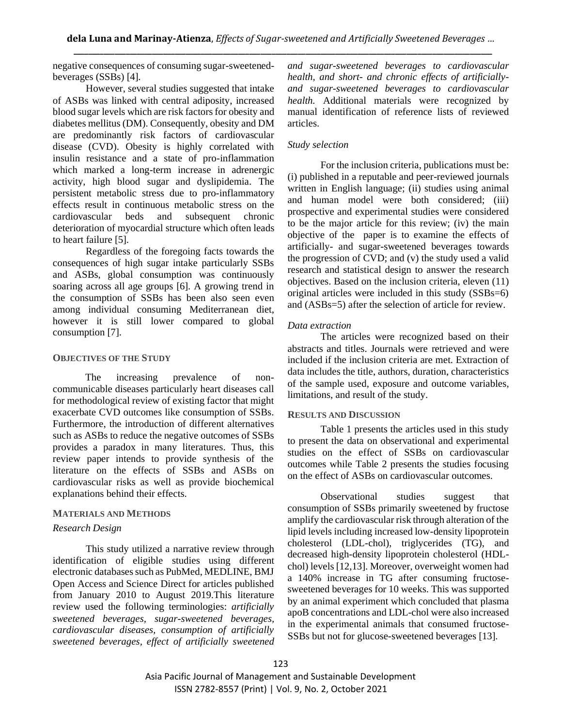negative consequences of consuming sugar-sweetened-beverages (SSBs) [4].

However, several studies suggested that intake of ASBs was linked with central adiposity, increased blood sugar levels which are risk factors for obesity and diabetes mellitus (DM). Consequently, obesity and DM are predominantly risk factors of cardiovascular disease (CVD). Obesity is highly correlated with insulin resistance and a state of pro-inflammation which marked a long-term increase in adrenergic activity, high blood sugar and dyslipidemia. The persistent metabolic stress due to pro-inflammatory effects result in continuous metabolic stress on the cardiovascular beds and subsequent chronic deterioration of myocardial structure which often leads to heart failure [5].

Regardless of the foregoing facts towards the consequences of high sugar intake particularly SSBs and ASBs, global consumption was continuously soaring across all age groups [6]. A growing trend in the consumption of SSBs has been also seen even among individual consuming Mediterranean diet, however it is still lower compared to global consumption [7].

## OBJECTIVES OF THE STUDY

The increasing prevalence of non-communicable diseases particularly heart diseases call for methodological review of existing factor that might exacerbate CVD outcomes like consumption of SSBs. Furthermore, the introduction of different alternatives such as ASBs to reduce the negative outcomes of SSBs provides a paradox in many literatures. Thus, this review paper intends to provide synthesis of the literature on the effects of SSBs and ASBs on cardiovascular risks as well as provide biochemical explanations behind their effects.

## MATERIALS AND METHODS

### *Research Design*

This study utilized a narrative review through identification of eligible studies using different electronic databases such as PubMed, MEDLINE, BMJ Open Access and Science Direct for articles published from January 2010 to August 2019.This literature review used the following terminologies: *artificially sweetened beverages, sugar-sweetened beverages, cardiovascular diseases, consumption of artificially sweetened beverages, effect of artificially sweetened and sugar-sweetened beverages to cardiovascular health, and short- and chronic effects of artificially- and sugar-sweetened beverages to cardiovascular health.* Additional materials were recognized by manual identification of reference lists of reviewed articles.

### *Study selection*

For the inclusion criteria, publications must be: (i) published in a reputable and peer-reviewed journals written in English language; (ii) studies using animal and human model were both considered; (iii) prospective and experimental studies were considered to be the major article for this review; (iv) the main objective of the paper is to examine the effects of artificially- and sugar-sweetened beverages towards the progression of CVD; and (v) the study used a valid research and statistical design to answer the research objectives. Based on the inclusion criteria, eleven (11) original articles were included in this study (SSBs=6) and (ASBs=5) after the selection of article for review.

### *Data extraction*

The articles were recognized based on their abstracts and titles. Journals were retrieved and were included if the inclusion criteria are met. Extraction of data includes the title, authors, duration, characteristics of the sample used, exposure and outcome variables, limitations, and result of the study.

## RESULTS AND DISCUSSION

Table 1 presents the articles used in this study to present the data on observational and experimental studies on the effect of SSBs on cardiovascular outcomes while Table 2 presents the studies focusing on the effect of ASBs on cardiovascular outcomes.

Observational studies suggest that consumption of SSBs primarily sweetened by fructose amplify the cardiovascular risk through alteration of the lipid levels including increased low-density lipoprotein cholesterol (LDL-chol), triglycerides (TG), and decreased high-density lipoprotein cholesterol (HDL-chol) levels [12,13]. Moreover, overweight women had a 140% increase in TG after consuming fructose-sweetened beverages for 10 weeks. This was supported by an animal experiment which concluded that plasma apoB concentrations and LDL-chol were also increased in the experimental animals that consumed fructose-SSBs but not for glucose-sweetened beverages [13].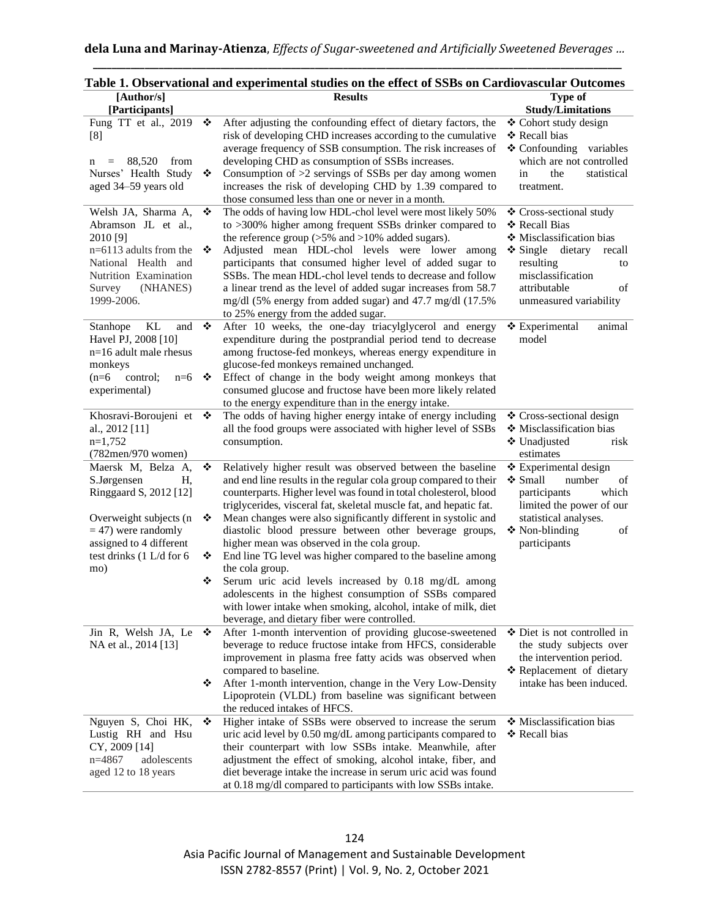**Table 1. Observational and experimental studies on the effect of SSBs on Cardiovascular Outcomes**

| [Author/s] [Participants] | Results | Type of Study/Limitations |
|---|---|---|
| Fung TT et al., 2019 [8]<br><br>n = 88,520 from Nurses' Health Study aged 34–59 years old | ❖ After adjusting the confounding effect of dietary factors, the risk of developing CHD increases according to the cumulative average frequency of SSB consumption. The risk increases of developing CHD as consumption of SSBs increases.<br>❖ Consumption of >2 servings of SSBs per day among women increases the risk of developing CHD by 1.39 compared to those consumed less than one or never in a month. | ❖ Cohort study design<br>❖ Recall bias<br>❖ Confounding variables which are not controlled in the statistical treatment. |
| Welsh JA, Sharma A, Abramson JL et al., 2010 [9]<br>n=6113 adults from the National Health and Nutrition Examination Survey (NHANES) 1999-2006. | ❖ The odds of having low HDL-chol level were most likely 50% to >300% higher among frequent SSBs drinker compared to the reference group (>5% and >10% added sugars).<br>❖ Adjusted mean HDL-chol levels were lower among participants that consumed higher level of added sugar to SSBs. The mean HDL-chol level tends to decrease and follow a linear trend as the level of added sugar increases from 58.7 mg/dl (5% energy from added sugar) and 47.7 mg/dl (17.5% to 25% energy from the added sugar. | ❖ Cross-sectional study<br>❖ Recall Bias<br>❖ Misclassification bias<br>❖ Single dietary recall resulting to misclassification attributable of unmeasured variability |
| Stanhope KL and Havel PJ, 2008 [10]<br>n=16 adult male rhesus monkeys<br>(n=6 control; n=6 experimental) | ❖ After 10 weeks, the one-day triacylglycerol and energy expenditure during the postprandial period tend to decrease among fructose-fed monkeys, whereas energy expenditure in glucose-fed monkeys remained unchanged.<br>❖ Effect of change in the body weight among monkeys that consumed glucose and fructose have been more likely related to the energy expenditure than in the energy intake. | ❖ Experimental animal model |
| Khosravi-Boroujeni et al., 2012 [11]<br>n=1,752<br>(782men/970 women) | ❖ The odds of having higher energy intake of energy including all the food groups were associated with higher level of SSBs consumption. | ❖ Cross-sectional design<br>❖ Misclassification bias<br>❖ Unadjusted risk estimates |
| Maersk M, Belza A, S.Jørgensen H, Ringgaard S, 2012 [12]<br><br>Overweight subjects (n = 47) were randomly assigned to 4 different test drinks (1 L/d for 6 mo) | ❖ Relatively higher result was observed between the baseline and end line results in the regular cola group compared to their counterparts. Higher level was found in total cholesterol, blood triglycerides, visceral fat, skeletal muscle fat, and hepatic fat.<br>❖ Mean changes were also significantly different in systolic and diastolic blood pressure between other beverage groups, higher mean was observed in the cola group.<br>❖ End line TG level was higher compared to the baseline among the cola group.<br>❖ Serum uric acid levels increased by 0.18 mg/dL among adolescents in the highest consumption of SSBs compared with lower intake when smoking, alcohol, intake of milk, diet beverage, and dietary fiber were controlled. | ❖ Experimental design<br>❖ Small number of participants which limited the power of our statistical analyses.<br>❖ Non-blinding of participants |
| Jin R, Welsh JA, Le NA et al., 2014 [13] | ❖ After 1-month intervention of providing glucose-sweetened beverage to reduce fructose intake from HFCS, considerable improvement in plasma free fatty acids was observed when compared to baseline.<br>❖ After 1-month intervention, change in the Very Low-Density Lipoprotein (VLDL) from baseline was significant between the reduced intakes of HFCS. | ❖ Diet is not controlled in the study subjects over the intervention period.<br>❖ Replacement of dietary intake has been induced. |
| Nguyen S, Choi HK, Lustig RH and Hsu CY, 2009 [14]<br>n=4867 adolescents aged 12 to 18 years | ❖ Higher intake of SSBs were observed to increase the serum uric acid level by 0.50 mg/dL among participants compared to their counterpart with low SSBs intake. Meanwhile, after adjustment the effect of smoking, alcohol intake, fiber, and diet beverage intake the increase in serum uric acid was found at 0.18 mg/dl compared to participants with low SSBs intake. | ❖ Misclassification bias<br>❖ Recall bias |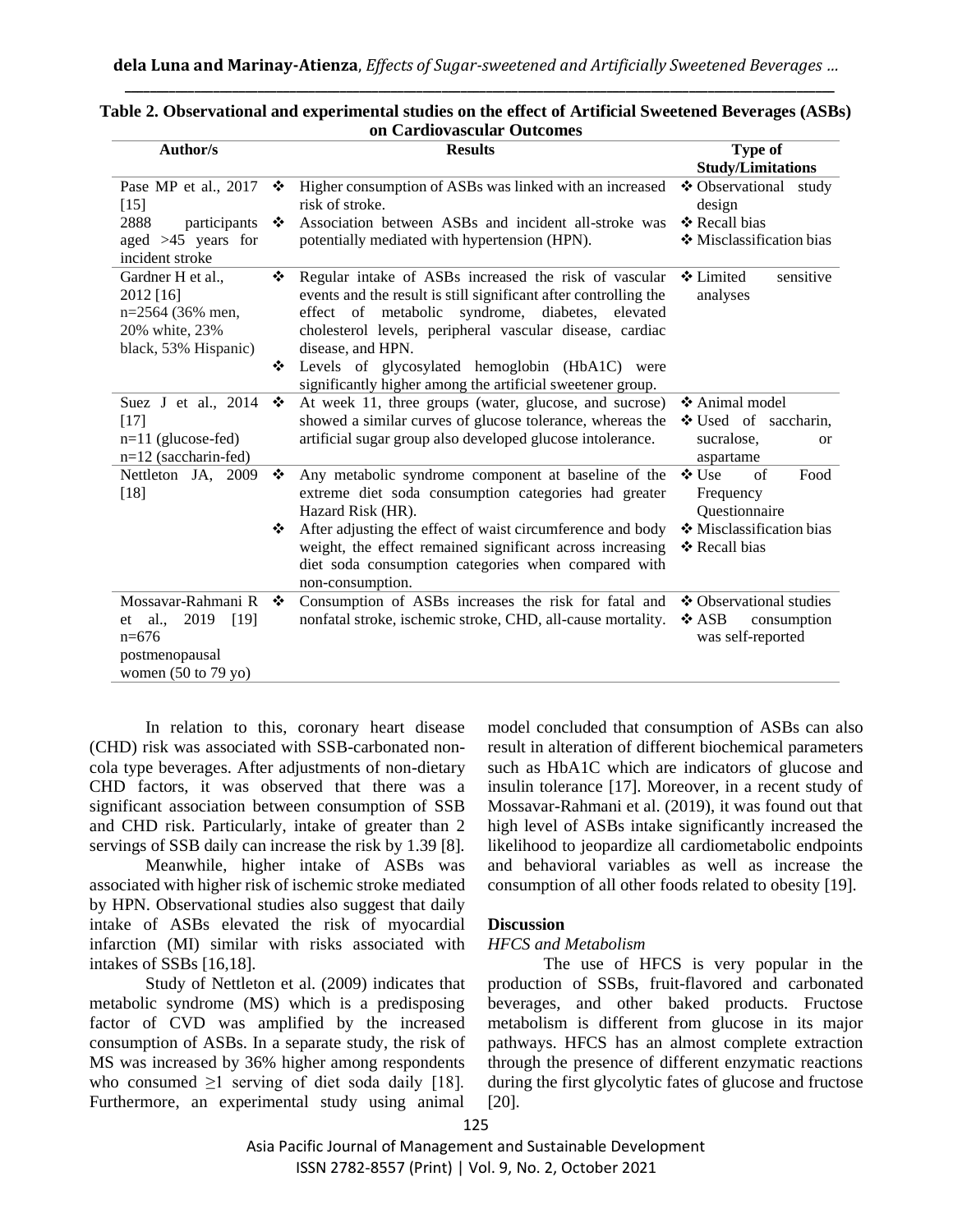**Table 2. Observational and experimental studies on the effect of Artificial Sweetened Beverages (ASBs) on Cardiovascular Outcomes**

| Author/s | Results | Type of Study/Limitations |
|---|---|---|
| Pase MP et al., 2017 [15]<br>2888 participants aged >45 years for incident stroke | ❖ Higher consumption of ASBs was linked with an increased risk of stroke.<br>❖ Association between ASBs and incident all-stroke was potentially mediated with hypertension (HPN). | ❖ Observational study design<br>❖ Recall bias<br>❖ Misclassification bias |
| Gardner H et al., 2012 [16]<br>n=2564 (36% men, 20% white, 23% black, 53% Hispanic) | ❖ Regular intake of ASBs increased the risk of vascular events and the result is still significant after controlling the effect of metabolic syndrome, diabetes, elevated cholesterol levels, peripheral vascular disease, cardiac disease, and HPN.<br>❖ Levels of glycosylated hemoglobin (HbA1C) were significantly higher among the artificial sweetener group. | ❖ Limited sensitive analyses |
| Suez J et al., 2014 [17]<br>n=11 (glucose-fed)<br>n=12 (saccharin-fed) | ❖ At week 11, three groups (water, glucose, and sucrose) showed a similar curves of glucose tolerance, whereas the artificial sugar group also developed glucose intolerance. | ❖ Animal model<br>❖ Used of saccharin, sucralose, or aspartame |
| Nettleton JA, 2009 [18] | ❖ Any metabolic syndrome component at baseline of the extreme diet soda consumption categories had greater Hazard Risk (HR).<br>❖ After adjusting the effect of waist circumference and body weight, the effect remained significant across increasing diet soda consumption categories when compared with non-consumption. | ❖ Use of Food Frequency Questionnaire<br>❖ Misclassification bias<br>❖ Recall bias |
| Mossavar-Rahmani R et al., 2019 [19]<br>n=676 postmenopausal women (50 to 79 yo) | ❖ Consumption of ASBs increases the risk for fatal and nonfatal stroke, ischemic stroke, CHD, all-cause mortality. | ❖ Observational studies<br>❖ ASB consumption was self-reported |

In relation to this, coronary heart disease (CHD) risk was associated with SSB-carbonated non-cola type beverages. After adjustments of non-dietary CHD factors, it was observed that there was a significant association between consumption of SSB and CHD risk. Particularly, intake of greater than 2 servings of SSB daily can increase the risk by 1.39 [8].

Meanwhile, higher intake of ASBs was associated with higher risk of ischemic stroke mediated by HPN. Observational studies also suggest that daily intake of ASBs elevated the risk of myocardial infarction (MI) similar with risks associated with intakes of SSBs [16,18].

Study of Nettleton et al. (2009) indicates that metabolic syndrome (MS) which is a predisposing factor of CVD was amplified by the increased consumption of ASBs. In a separate study, the risk of MS was increased by 36% higher among respondents who consumed $\geq$1 serving of diet soda daily [18]. Furthermore, an experimental study using animal model concluded that consumption of ASBs can also result in alteration of different biochemical parameters such as HbA1C which are indicators of glucose and insulin tolerance [17]. Moreover, in a recent study of Mossavar-Rahmani et al. (2019), it was found out that high level of ASBs intake significantly increased the likelihood to jeopardize all cardiometabolic endpoints and behavioral variables as well as increase the consumption of all other foods related to obesity [19].

## Discussion

### *HFCS and Metabolism*

The use of HFCS is very popular in the production of SSBs, fruit-flavored and carbonated beverages, and other baked products. Fructose metabolism is different from glucose in its major pathways. HFCS has an almost complete extraction through the presence of different enzymatic reactions during the first glycolytic fates of glucose and fructose [20].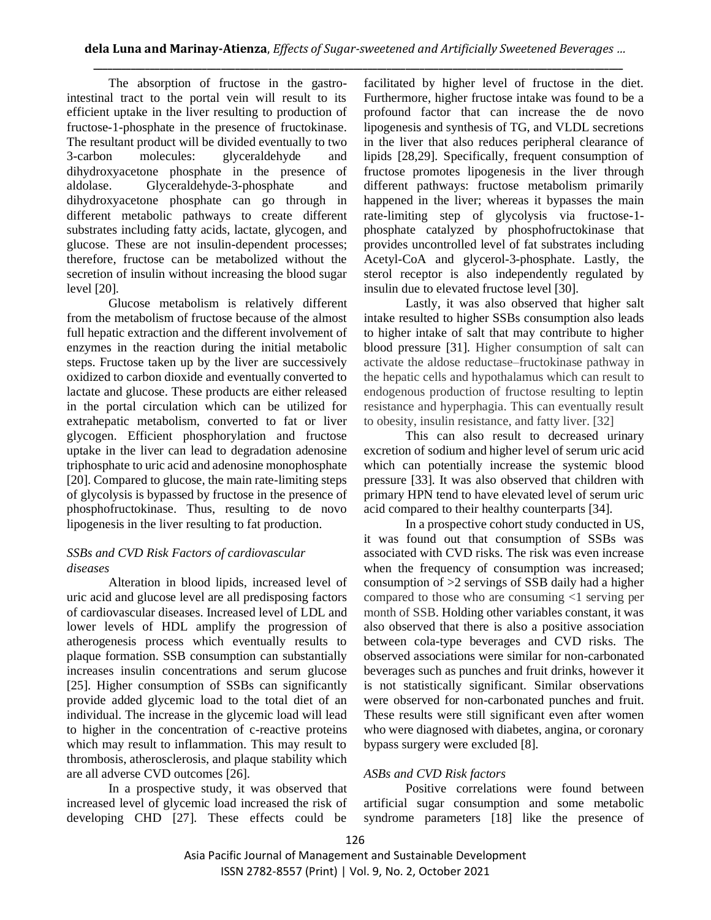The absorption of fructose in the gastro-intestinal tract to the portal vein will result to its efficient uptake in the liver resulting to production of fructose-1-phosphate in the presence of fructokinase. The resultant product will be divided eventually to two 3-carbon molecules: glyceraldehyde and dihydroxyacetone phosphate in the presence of aldolase. Glyceraldehyde-3-phosphate and dihydroxyacetone phosphate can go through in different metabolic pathways to create different substrates including fatty acids, lactate, glycogen, and glucose. These are not insulin-dependent processes; therefore, fructose can be metabolized without the secretion of insulin without increasing the blood sugar level [20].

Glucose metabolism is relatively different from the metabolism of fructose because of the almost full hepatic extraction and the different involvement of enzymes in the reaction during the initial metabolic steps. Fructose taken up by the liver are successively oxidized to carbon dioxide and eventually converted to lactate and glucose. These products are either released in the portal circulation which can be utilized for extrahepatic metabolism, converted to fat or liver glycogen. Efficient phosphorylation and fructose uptake in the liver can lead to degradation adenosine triphosphate to uric acid and adenosine monophosphate [20]. Compared to glucose, the main rate-limiting steps of glycolysis is bypassed by fructose in the presence of phosphofructokinase. Thus, resulting to de novo lipogenesis in the liver resulting to fat production.

### *SSBs and CVD Risk Factors of cardiovascular diseases*

Alteration in blood lipids, increased level of uric acid and glucose level are all predisposing factors of cardiovascular diseases. Increased level of LDL and lower levels of HDL amplify the progression of atherogenesis process which eventually results to plaque formation. SSB consumption can substantially increases insulin concentrations and serum glucose [25]. Higher consumption of SSBs can significantly provide added glycemic load to the total diet of an individual. The increase in the glycemic load will lead to higher in the concentration of c-reactive proteins which may result to inflammation. This may result to thrombosis, atherosclerosis, and plaque stability which are all adverse CVD outcomes [26].

In a prospective study, it was observed that increased level of glycemic load increased the risk of developing CHD [27]. These effects could be facilitated by higher level of fructose in the diet. Furthermore, higher fructose intake was found to be a profound factor that can increase the de novo lipogenesis and synthesis of TG, and VLDL secretions in the liver that also reduces peripheral clearance of lipids [28,29]. Specifically, frequent consumption of fructose promotes lipogenesis in the liver through different pathways: fructose metabolism primarily happened in the liver; whereas it bypasses the main rate-limiting step of glycolysis via fructose-1-phosphate catalyzed by phosphofructokinase that provides uncontrolled level of fat substrates including Acetyl-CoA and glycerol-3-phosphate. Lastly, the sterol receptor is also independently regulated by insulin due to elevated fructose level [30].

Lastly, it was also observed that higher salt intake resulted to higher SSBs consumption also leads to higher intake of salt that may contribute to higher blood pressure [31]. Higher consumption of salt can activate the aldose reductase–fructokinase pathway in the hepatic cells and hypothalamus which can result to endogenous production of fructose resulting to leptin resistance and hyperphagia. This can eventually result to obesity, insulin resistance, and fatty liver. [32]

This can also result to decreased urinary excretion of sodium and higher level of serum uric acid which can potentially increase the systemic blood pressure [33]. It was also observed that children with primary HPN tend to have elevated level of serum uric acid compared to their healthy counterparts [34].

In a prospective cohort study conducted in US, it was found out that consumption of SSBs was associated with CVD risks. The risk was even increase when the frequency of consumption was increased; consumption of >2 servings of SSB daily had a higher compared to those who are consuming <1 serving per month of SSB. Holding other variables constant, it was also observed that there is also a positive association between cola-type beverages and CVD risks. The observed associations were similar for non-carbonated beverages such as punches and fruit drinks, however it is not statistically significant. Similar observations were observed for non-carbonated punches and fruit. These results were still significant even after women who were diagnosed with diabetes, angina, or coronary bypass surgery were excluded [8].

### *ASBs and CVD Risk factors*

Positive correlations were found between artificial sugar consumption and some metabolic syndrome parameters [18] like the presence of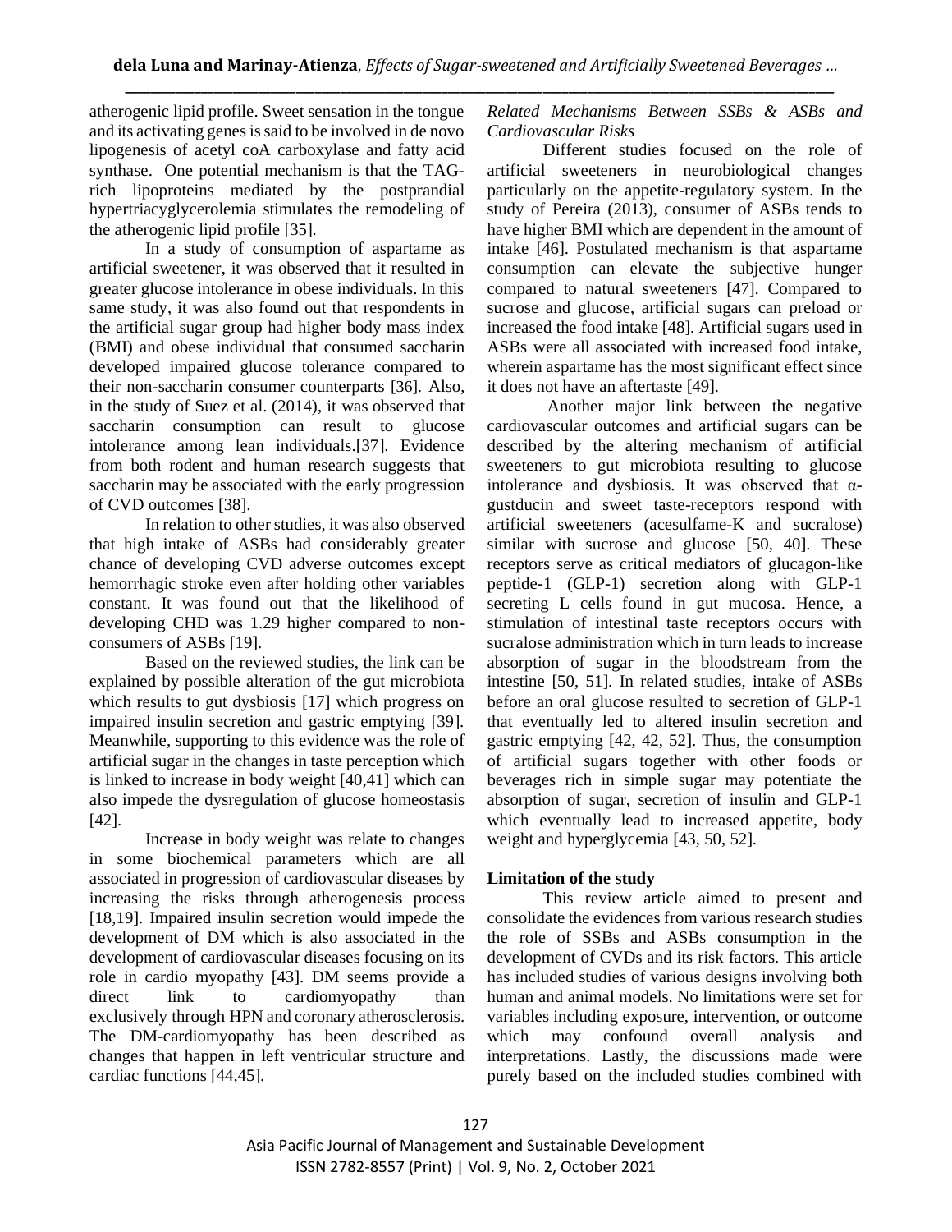atherogenic lipid profile. Sweet sensation in the tongue and its activating genes is said to be involved in de novo lipogenesis of acetyl coA carboxylase and fatty acid synthase. One potential mechanism is that the TAG-rich lipoproteins mediated by the postprandial hypertriacyglycerolemia stimulates the remodeling of the atherogenic lipid profile [35].

In a study of consumption of aspartame as artificial sweetener, it was observed that it resulted in greater glucose intolerance in obese individuals. In this same study, it was also found out that respondents in the artificial sugar group had higher body mass index (BMI) and obese individual that consumed saccharin developed impaired glucose tolerance compared to their non-saccharin consumer counterparts [36]. Also, in the study of Suez et al. (2014), it was observed that saccharin consumption can result to glucose intolerance among lean individuals.[37]. Evidence from both rodent and human research suggests that saccharin may be associated with the early progression of CVD outcomes [38].

In relation to other studies, it was also observed that high intake of ASBs had considerably greater chance of developing CVD adverse outcomes except hemorrhagic stroke even after holding other variables constant. It was found out that the likelihood of developing CHD was 1.29 higher compared to non-consumers of ASBs [19].

Based on the reviewed studies, the link can be explained by possible alteration of the gut microbiota which results to gut dysbiosis [17] which progress on impaired insulin secretion and gastric emptying [39]. Meanwhile, supporting to this evidence was the role of artificial sugar in the changes in taste perception which is linked to increase in body weight [40,41] which can also impede the dysregulation of glucose homeostasis [42].

Increase in body weight was relate to changes in some biochemical parameters which are all associated in progression of cardiovascular diseases by increasing the risks through atherogenesis process [18,19]. Impaired insulin secretion would impede the development of DM which is also associated in the development of cardiovascular diseases focusing on its role in cardio myopathy [43]. DM seems provide a direct link to cardiomyopathy than exclusively through HPN and coronary atherosclerosis. The DM-cardiomyopathy has been described as changes that happen in left ventricular structure and cardiac functions [44,45].

*Related Mechanisms Between SSBs & ASBs and Cardiovascular Risks*

Different studies focused on the role of artificial sweeteners in neurobiological changes particularly on the appetite-regulatory system. In the study of Pereira (2013), consumer of ASBs tends to have higher BMI which are dependent in the amount of intake [46]. Postulated mechanism is that aspartame consumption can elevate the subjective hunger compared to natural sweeteners [47]. Compared to sucrose and glucose, artificial sugars can preload or increased the food intake [48]. Artificial sugars used in ASBs were all associated with increased food intake, wherein aspartame has the most significant effect since it does not have an aftertaste [49].

Another major link between the negative cardiovascular outcomes and artificial sugars can be described by the altering mechanism of artificial sweeteners to gut microbiota resulting to glucose intolerance and dysbiosis. It was observed that α-gustducin and sweet taste-receptors respond with artificial sweeteners (acesulfame-K and sucralose) similar with sucrose and glucose [50, 40]. These receptors serve as critical mediators of glucagon-like peptide-1 (GLP-1) secretion along with GLP-1 secreting L cells found in gut mucosa. Hence, a stimulation of intestinal taste receptors occurs with sucralose administration which in turn leads to increase absorption of sugar in the bloodstream from the intestine [50, 51]. In related studies, intake of ASBs before an oral glucose resulted to secretion of GLP-1 that eventually led to altered insulin secretion and gastric emptying [42, 42, 52]. Thus, the consumption of artificial sugars together with other foods or beverages rich in simple sugar may potentiate the absorption of sugar, secretion of insulin and GLP-1 which eventually lead to increased appetite, body weight and hyperglycemia [43, 50, 52].

**Limitation of the study**

This review article aimed to present and consolidate the evidences from various research studies the role of SSBs and ASBs consumption in the development of CVDs and its risk factors. This article has included studies of various designs involving both human and animal models. No limitations were set for variables including exposure, intervention, or outcome which may confound overall analysis and interpretations. Lastly, the discussions made were purely based on the included studies combined with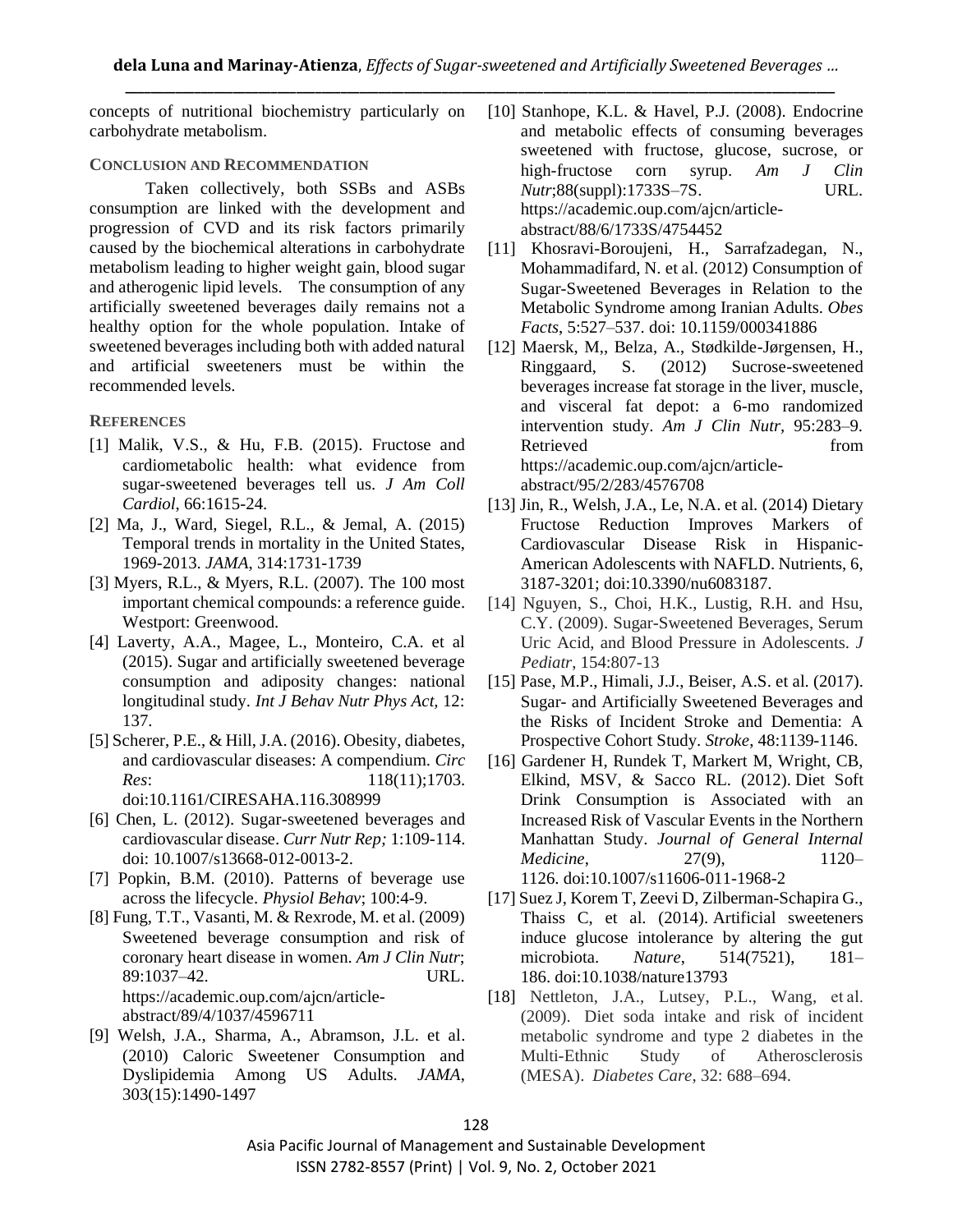concepts of nutritional biochemistry particularly on carbohydrate metabolism.

## CONCLUSION AND RECOMMENDATION

Taken collectively, both SSBs and ASBs consumption are linked with the development and progression of CVD and its risk factors primarily caused by the biochemical alterations in carbohydrate metabolism leading to higher weight gain, blood sugar and atherogenic lipid levels. The consumption of any artificially sweetened beverages daily remains not a healthy option for the whole population. Intake of sweetened beverages including both with added natural and artificial sweeteners must be within the recommended levels.

## REFERENCES

[1] Malik, V.S., & Hu, F.B. (2015). Fructose and cardiometabolic health: what evidence from sugar-sweetened beverages tell us. *J Am Coll Cardiol*, 66:1615-24.

[2] Ma, J., Ward, Siegel, R.L., & Jemal, A. (2015) Temporal trends in mortality in the United States, 1969-2013. *JAMA*, 314:1731-1739

[3] Myers, R.L., & Myers, R.L. (2007). The 100 most important chemical compounds: a reference guide. Westport: Greenwood.

[4] Laverty, A.A., Magee, L., Monteiro, C.A. et al (2015). Sugar and artificially sweetened beverage consumption and adiposity changes: national longitudinal study. *Int J Behav Nutr Phys Act*, 12: 137.

[5] Scherer, P.E., & Hill, J.A. (2016). Obesity, diabetes, and cardiovascular diseases: A compendium. *Circ Res*: 118(11);1703. doi:10.1161/CIRESAHA.116.308999

[6] Chen, L. (2012). Sugar-sweetened beverages and cardiovascular disease. *Curr Nutr Rep;* 1:109-114. doi: 10.1007/s13668-012-0013-2.

[7] Popkin, B.M. (2010). Patterns of beverage use across the lifecycle. *Physiol Behav*; 100:4-9.

[8] Fung, T.T., Vasanti, M. & Rexrode, M. et al. (2009) Sweetened beverage consumption and risk of coronary heart disease in women. *Am J Clin Nutr*; 89:1037–42. URL. https://academic.oup.com/ajcn/article-abstract/89/4/1037/4596711

[9] Welsh, J.A., Sharma, A., Abramson, J.L. et al. (2010) Caloric Sweetener Consumption and Dyslipidemia Among US Adults. *JAMA*, 303(15):1490-1497

[10] Stanhope, K.L. & Havel, P.J. (2008). Endocrine and metabolic effects of consuming beverages sweetened with fructose, glucose, sucrose, or high-fructose corn syrup. *Am J Clin Nutr*;88(suppl):1733S–7S. URL. https://academic.oup.com/ajcn/article-abstract/88/6/1733S/4754452

[11] Khosravi-Boroujeni, H., Sarrafzadegan, N., Mohammadifard, N. et al. (2012) Consumption of Sugar-Sweetened Beverages in Relation to the Metabolic Syndrome among Iranian Adults. *Obes Facts*, 5:527–537. doi: 10.1159/000341886

[12] Maersk, M,, Belza, A., Stødkilde-Jørgensen, H., Ringgaard, S. (2012) Sucrose-sweetened beverages increase fat storage in the liver, muscle, and visceral fat depot: a 6-mo randomized intervention study. *Am J Clin Nutr*, 95:283–9. Retrieved from https://academic.oup.com/ajcn/article-abstract/95/2/283/4576708

[13] Jin, R., Welsh, J.A., Le, N.A. et al. (2014) Dietary Fructose Reduction Improves Markers of Cardiovascular Disease Risk in Hispanic-American Adolescents with NAFLD. Nutrients, 6, 3187-3201; doi:10.3390/nu6083187.

[14] Nguyen, S., Choi, H.K., Lustig, R.H. and Hsu, C.Y. (2009). Sugar-Sweetened Beverages, Serum Uric Acid, and Blood Pressure in Adolescents. *J Pediatr*, 154:807-13

[15] Pase, M.P., Himali, J.J., Beiser, A.S. et al. (2017). Sugar- and Artificially Sweetened Beverages and the Risks of Incident Stroke and Dementia: A Prospective Cohort Study. *Stroke*, 48:1139-1146.

[16] Gardener H, Rundek T, Markert M, Wright, CB, Elkind, MSV, & Sacco RL. (2012). Diet Soft Drink Consumption is Associated with an Increased Risk of Vascular Events in the Northern Manhattan Study. *Journal of General Internal Medicine*, 27(9), 1120–1126. doi:10.1007/s11606-011-1968-2

[17] Suez J, Korem T, Zeevi D, Zilberman-Schapira G., Thaiss C, et al. (2014). Artificial sweeteners induce glucose intolerance by altering the gut microbiota. *Nature*, 514(7521), 181–186. doi:10.1038/nature13793

[18] Nettleton, J.A., Lutsey, P.L., Wang, et al. (2009). Diet soda intake and risk of incident metabolic syndrome and type 2 diabetes in the Multi-Ethnic Study of Atherosclerosis (MESA). *Diabetes Care*, 32: 688–694.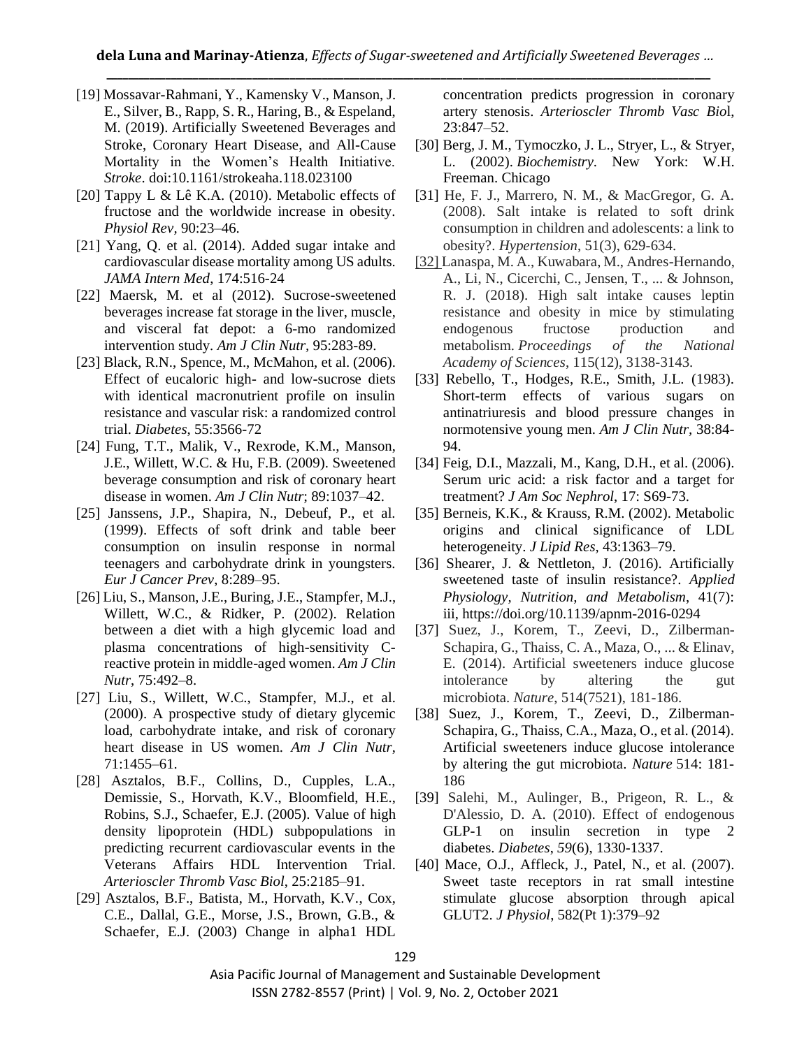[19] Mossavar-Rahmani, Y., Kamensky V., Manson, J. E., Silver, B., Rapp, S. R., Haring, B., & Espeland, M. (2019). Artificially Sweetened Beverages and Stroke, Coronary Heart Disease, and All-Cause Mortality in the Women's Health Initiative. *Stroke*. doi:10.1161/strokeaha.118.023100

[20] Tappy L & Lê K.A. (2010). Metabolic effects of fructose and the worldwide increase in obesity. *Physiol Rev*, 90:23–46.

[21] Yang, Q. et al. (2014). Added sugar intake and cardiovascular disease mortality among US adults. *JAMA Intern Med*, 174:516-24

[22] Maersk, M. et al (2012). Sucrose-sweetened beverages increase fat storage in the liver, muscle, and visceral fat depot: a 6-mo randomized intervention study. *Am J Clin Nutr*, 95:283-89.

[23] Black, R.N., Spence, M., McMahon, et al. (2006). Effect of eucaloric high- and low-sucrose diets with identical macronutrient profile on insulin resistance and vascular risk: a randomized control trial. *Diabetes*, 55:3566-72

[24] Fung, T.T., Malik, V., Rexrode, K.M., Manson, J.E., Willett, W.C. & Hu, F.B. (2009). Sweetened beverage consumption and risk of coronary heart disease in women. *Am J Clin Nutr*; 89:1037–42.

[25] Janssens, J.P., Shapira, N., Debeuf, P., et al. (1999). Effects of soft drink and table beer consumption on insulin response in normal teenagers and carbohydrate drink in youngsters. *Eur J Cancer Prev*, 8:289–95.

[26] Liu, S., Manson, J.E., Buring, J.E., Stampfer, M.J., Willett, W.C., & Ridker, P. (2002). Relation between a diet with a high glycemic load and plasma concentrations of high-sensitivity C-reactive protein in middle-aged women. *Am J Clin Nutr*, 75:492–8.

[27] Liu, S., Willett, W.C., Stampfer, M.J., et al. (2000). A prospective study of dietary glycemic load, carbohydrate intake, and risk of coronary heart disease in US women. *Am J Clin Nutr*, 71:1455–61.

[28] Asztalos, B.F., Collins, D., Cupples, L.A., Demissie, S., Horvath, K.V., Bloomfield, H.E., Robins, S.J., Schaefer, E.J. (2005). Value of high density lipoprotein (HDL) subpopulations in predicting recurrent cardiovascular events in the Veterans Affairs HDL Intervention Trial. *Arterioscler Thromb Vasc Biol*, 25:2185–91.

[29] Asztalos, B.F., Batista, M., Horvath, K.V., Cox, C.E., Dallal, G.E., Morse, J.S., Brown, G.B., & Schaefer, E.J. (2003) Change in alpha1 HDL concentration predicts progression in coronary artery stenosis. *Arterioscler Thromb Vasc Biol*, 23:847–52.

[30] Berg, J. M., Tymoczko, J. L., Stryer, L., & Stryer, L. (2002). *Biochemistry*. New York: W.H. Freeman. Chicago

[31] He, F. J., Marrero, N. M., & MacGregor, G. A. (2008). Salt intake is related to soft drink consumption in children and adolescents: a link to obesity?. *Hypertension*, 51(3), 629-634.

[32] Lanaspa, M. A., Kuwabara, M., Andres-Hernando, A., Li, N., Cicerchi, C., Jensen, T., ... & Johnson, R. J. (2018). High salt intake causes leptin resistance and obesity in mice by stimulating endogenous fructose production and metabolism. *Proceedings of the National Academy of Sciences*, 115(12), 3138-3143.

[33] Rebello, T., Hodges, R.E., Smith, J.L. (1983). Short-term effects of various sugars on antinatriuresis and blood pressure changes in normotensive young men. *Am J Clin Nutr*, 38:84-94.

[34] Feig, D.I., Mazzali, M., Kang, D.H., et al. (2006). Serum uric acid: a risk factor and a target for treatment? *J Am Soc Nephrol*, 17: S69-73.

[35] Berneis, K.K., & Krauss, R.M. (2002). Metabolic origins and clinical significance of LDL heterogeneity. *J Lipid Res*, 43:1363–79.

[36] Shearer, J. & Nettleton, J. (2016). Artificially sweetened taste of insulin resistance?. *Applied Physiology, Nutrition, and Metabolism*, 41(7): iii, https://doi.org/10.1139/apnm-2016-0294

[37] Suez, J., Korem, T., Zeevi, D., Zilberman-Schapira, G., Thaiss, C. A., Maza, O., ... & Elinav, E. (2014). Artificial sweeteners induce glucose intolerance by altering the gut microbiota. *Nature*, 514(7521), 181-186.

[38] Suez, J., Korem, T., Zeevi, D., Zilberman-Schapira, G., Thaiss, C.A., Maza, O., et al. (2014). Artificial sweeteners induce glucose intolerance by altering the gut microbiota. *Nature* 514: 181-186

[39] Salehi, M., Aulinger, B., Prigeon, R. L., & D'Alessio, D. A. (2010). Effect of endogenous GLP-1 on insulin secretion in type 2 diabetes. *Diabetes*, *59*(6), 1330-1337.

[40] Mace, O.J., Affleck, J., Patel, N., et al. (2007). Sweet taste receptors in rat small intestine stimulate glucose absorption through apical GLUT2. *J Physiol*, 582(Pt 1):379–92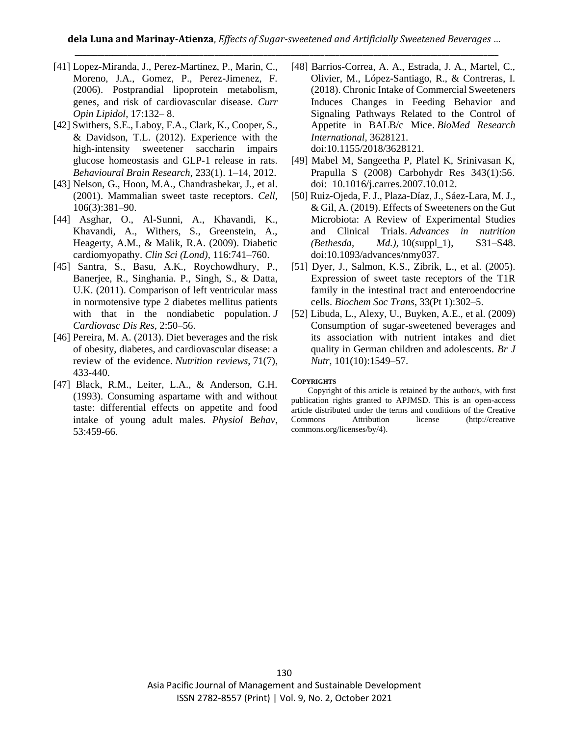[41] Lopez-Miranda, J., Perez-Martinez, P., Marin, C., Moreno, J.A., Gomez, P., Perez-Jimenez, F. (2006). Postprandial lipoprotein metabolism, genes, and risk of cardiovascular disease. *Curr Opin Lipidol*, 17:132– 8.

[42] Swithers, S.E., Laboy, F.A., Clark, K., Cooper, S., & Davidson, T.L. (2012). Experience with the high-intensity sweetener saccharin impairs glucose homeostasis and GLP-1 release in rats. *Behavioural Brain Research*, 233(1). 1–14, 2012.

[43] Nelson, G., Hoon, M.A., Chandrashekar, J., et al. (2001). Mammalian sweet taste receptors. *Cell*, 106(3):381–90.

[44] Asghar, O., Al-Sunni, A., Khavandi, K., Khavandi, A., Withers, S., Greenstein, A., Heagerty, A.M., & Malik, R.A. (2009). Diabetic cardiomyopathy. *Clin Sci (Lond)*, 116:741–760.

[45] Santra, S., Basu, A.K., Roychowdhury, P., Banerjee, R., Singhania. P., Singh, S., & Datta, U.K. (2011). Comparison of left ventricular mass in normotensive type 2 diabetes mellitus patients with that in the nondiabetic population. *J Cardiovasc Dis Res*, 2:50–56.

[46] Pereira, M. A. (2013). Diet beverages and the risk of obesity, diabetes, and cardiovascular disease: a review of the evidence. *Nutrition reviews*, 71(7), 433-440.

[47] Black, R.M., Leiter, L.A., & Anderson, G.H. (1993). Consuming aspartame with and without taste: differential effects on appetite and food intake of young adult males. *Physiol Behav*, 53:459-66.

[48] Barrios-Correa, A. A., Estrada, J. A., Martel, C., Olivier, M., López-Santiago, R., & Contreras, I. (2018). Chronic Intake of Commercial Sweeteners Induces Changes in Feeding Behavior and Signaling Pathways Related to the Control of Appetite in BALB/c Mice. *BioMed Research International*, 3628121. doi:10.1155/2018/3628121.

[49] Mabel M, Sangeetha P, Platel K, Srinivasan K, Prapulla S (2008) Carbohydr Res 343(1):56. doi: 10.1016/j.carres.2007.10.012.

[50] Ruiz-Ojeda, F. J., Plaza-Díaz, J., Sáez-Lara, M. J., & Gil, A. (2019). Effects of Sweeteners on the Gut Microbiota: A Review of Experimental Studies and Clinical Trials. *Advances in nutrition (Bethesda, Md.)*, 10(suppl_1), S31–S48. doi:10.1093/advances/nmy037.

[51] Dyer, J., Salmon, K.S., Zibrik, L., et al. (2005). Expression of sweet taste receptors of the T1R family in the intestinal tract and enteroendocrine cells. *Biochem Soc Trans*, 33(Pt 1):302–5.

[52] Libuda, L., Alexy, U., Buyken, A.E., et al. (2009) Consumption of sugar-sweetened beverages and its association with nutrient intakes and diet quality in German children and adolescents. *Br J Nutr*, 101(10):1549–57.

**COPYRIGHTS**

Copyright of this article is retained by the author/s, with first publication rights granted to APJMSD. This is an open-access article distributed under the terms and conditions of the Creative Commons Attribution license (http://creative commons.org/licenses/by/4).